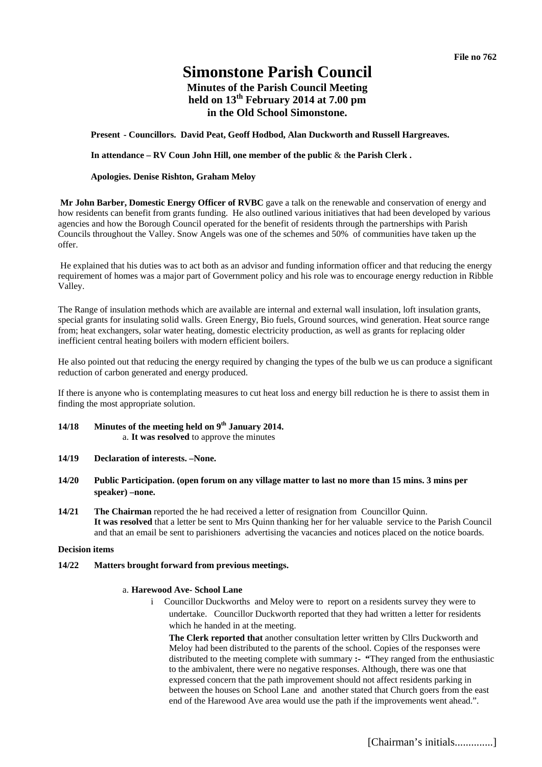**File no 762**

# Simonstone Parish Council

## Minutes of the Parish Council Meeting held on 13th February 2014 at 7.00 pm in the Old School Simonstone.

**Present - Councillors. David Peat, Geoff Hodbod, Alan Duckworth and Russell Hargreaves.**

**In attendance – RV Coun John Hill, one member of the public** & t**he Parish Clerk .**

**Apologies. Denise Rishton, Graham Meloy**

**Mr John Barber, Domestic Energy Officer of RVBC** gave a talk on the renewable and conservation of energy and how residents can benefit from grants funding. He also outlined various initiatives that had been developed by various agencies and how the Borough Council operated for the benefit of residents through the partnerships with Parish Councils throughout the Valley. Snow Angels was one of the schemes and 50% of communities have taken up the offer.

He explained that his duties was to act both as an advisor and funding information officer and that reducing the energy requirement of homes was a major part of Government policy and his role was to encourage energy reduction in Ribble Valley.

The Range of insulation methods which are available are internal and external wall insulation, loft insulation grants, special grants for insulating solid walls. Green Energy, Bio fuels, Ground sources, wind generation. Heat source range from; heat exchangers, solar water heating, domestic electricity production, as well as grants for replacing older inefficient central heating boilers with modern efficient boilers.

He also pointed out that reducing the energy required by changing the types of the bulb we us can produce a significant reduction of carbon generated and energy produced.

If there is anyone who is contemplating measures to cut heat loss and energy bill reduction he is there to assist them in finding the most appropriate solution.

**14/18 Minutes of the meeting held on 9th January 2014.**

a. **It was resolved** to approve the minutes

**14/19 Declaration of interests. –None.**

**14/20 Public Participation. (open forum on any village matter to last no more than 15 mins. 3 mins per speaker) –none.**

**14/21 The Chairman** reported the he had received a letter of resignation from Councillor Quinn. **It was resolved** that a letter be sent to Mrs Quinn thanking her for her valuable service to the Parish Council and that an email be sent to parishioners advertising the vacancies and notices placed on the notice boards.

**Decision items**

**14/22 Matters brought forward from previous meetings.**

a. **Harewood Ave- School Lane**

i Councillor Duckworths and Meloy were to report on a residents survey they were to undertake. Councillor Duckworth reported that they had written a letter for residents which he handed in at the meeting.

**The Clerk reported that** another consultation letter written by Cllrs Duckworth and Meloy had been distributed to the parents of the school. Copies of the responses were distributed to the meeting complete with summary **:- "**They ranged from the enthusiastic to the ambivalent, there were no negative responses. Although, there was one that expressed concern that the path improvement should not affect residents parking in between the houses on School Lane and another stated that Church goers from the east end of the Harewood Ave area would use the path if the improvements went ahead.".

[Chairman's initials.............]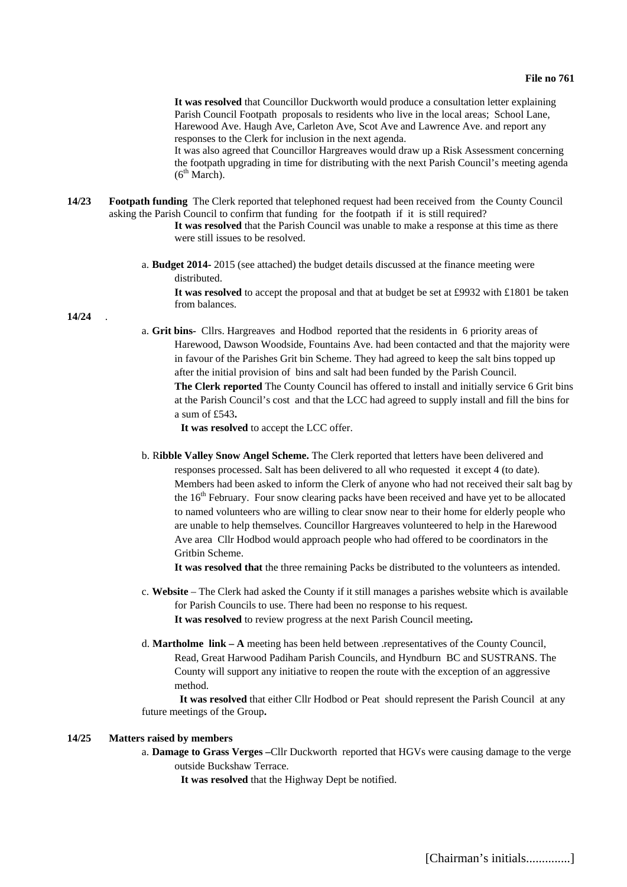It was resolved that Councillor Duckworth would produce a consultation letter explaining Parish Council Footpath proposals to residents who live in the local areas; School Lane, Harewood Ave. Haugh Ave, Carleton Ave, Scot Ave and Lawrence Ave. and report any responses to the Clerk for inclusion in the next agenda.

It was also agreed that Councillor Hargreaves would draw up a Risk Assessment concerning the footpath upgrading in time for distributing with the next Parish Council's meeting agenda (6th March).

**14/23** **Footpath funding** The Clerk reported that telephoned request had been received from the County Council asking the Parish Council to confirm that funding for the footpath if it is still required?

**It was resolved** that the Parish Council was unable to make a response at this time as there were still issues to be resolved.

a. **Budget 2014-** 2015 (see attached) the budget details discussed at the finance meeting were distributed.

**It was resolved** to accept the proposal and that at budget be set at £9932 with £1801 be taken from balances.

**14/24** .

a. **Grit bins-** Cllrs. Hargreaves and Hodbod reported that the residents in 6 priority areas of Harewood, Dawson Woodside, Fountains Ave. had been contacted and that the majority were in favour of the Parishes Grit bin Scheme. They had agreed to keep the salt bins topped up after the initial provision of bins and salt had been funded by the Parish Council.

**The Clerk reported** The County Council has offered to install and initially service 6 Grit bins at the Parish Council's cost and that the LCC had agreed to supply install and fill the bins for a sum of £543**.**

**It was resolved** to accept the LCC offer.

b. R**ibble Valley Snow Angel Scheme.** The Clerk reported that letters have been delivered and responses processed. Salt has been delivered to all who requested it except 4 (to date). Members had been asked to inform the Clerk of anyone who had not received their salt bag by the 16th February. Four snow clearing packs have been received and have yet to be allocated to named volunteers who are willing to clear snow near to their home for elderly people who are unable to help themselves. Councillor Hargreaves volunteered to help in the Harewood Ave area Cllr Hodbod would approach people who had offered to be coordinators in the Gritbin Scheme.

**It was resolved that** the three remaining Packs be distributed to the volunteers as intended.

c. **Website** – The Clerk had asked the County if it still manages a parishes website which is available for Parish Councils to use. There had been no response to his request.

**It was resolved** to review progress at the next Parish Council meeting**.**

d. **Martholme link – A** meeting has been held between .representatives of the County Council, Read, Great Harwood Padiham Parish Councils, and Hyndburn BC and SUSTRANS. The County will support any initiative to reopen the route with the exception of an aggressive method.

**It was resolved** that either Cllr Hodbod or Peat should represent the Parish Council at any future meetings of the Group**.**

**14/25** **Matters raised by members**

a. **Damage to Grass Verges –**Cllr Duckworth reported that HGVs were causing damage to the verge outside Buckshaw Terrace.

**It was resolved** that the Highway Dept be notified.

[Chairman's initials.............]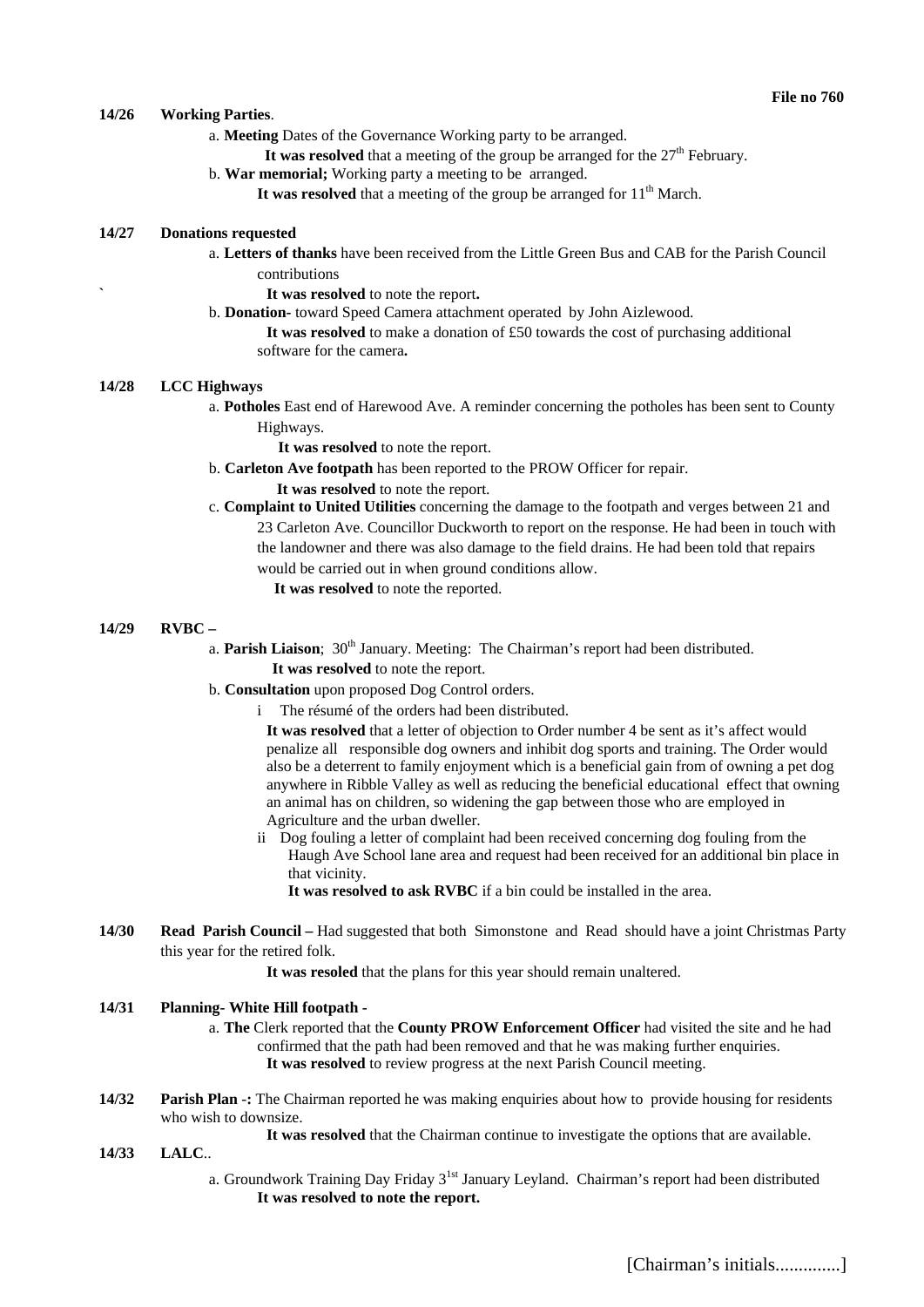**File no 760**

**14/26 Working Parties**.

a. **Meeting** Dates of the Governance Working party to be arranged.

**It was resolved** that a meeting of the group be arranged for the 27th February.

b. **War memorial;** Working party a meeting to be arranged.

**It was resolved** that a meeting of the group be arranged for 11th March.

**14/27 Donations requested**

a. **Letters of thanks** have been received from the Little Green Bus and CAB for the Parish Council contributions

` **It was resolved** to note the report**.**

b. **Donation-** toward Speed Camera attachment operated by John Aizlewood.

**It was resolved** to make a donation of £50 towards the cost of purchasing additional software for the camera**.**

**14/28 LCC Highways**

a. **Potholes** East end of Harewood Ave. A reminder concerning the potholes has been sent to County Highways.

**It was resolved** to note the report.

b. **Carleton Ave footpath** has been reported to the PROW Officer for repair.

**It was resolved** to note the report.

c. **Complaint to United Utilities** concerning the damage to the footpath and verges between 21 and 23 Carleton Ave. Councillor Duckworth to report on the response. He had been in touch with the landowner and there was also damage to the field drains. He had been told that repairs would be carried out in when ground conditions allow.

**It was resolved** to note the reported.

**14/29 RVBC –**

a. **Parish Liaison**; 30th January. Meeting: The Chairman's report had been distributed.

**It was resolved** to note the report.

b. **Consultation** upon proposed Dog Control orders.

i The résumé of the orders had been distributed.

**It was resolved** that a letter of objection to Order number 4 be sent as it's affect would penalize all responsible dog owners and inhibit dog sports and training. The Order would also be a deterrent to family enjoyment which is a beneficial gain from of owning a pet dog anywhere in Ribble Valley as well as reducing the beneficial educational effect that owning an animal has on children, so widening the gap between those who are employed in Agriculture and the urban dweller.

ii Dog fouling a letter of complaint had been received concerning dog fouling from the Haugh Ave School lane area and request had been received for an additional bin place in that vicinity.

**It was resolved to ask RVBC** if a bin could be installed in the area.

**14/30 Read Parish Council –** Had suggested that both Simonstone and Read should have a joint Christmas Party this year for the retired folk.

**It was resoled** that the plans for this year should remain unaltered.

**14/31 Planning- White Hill footpath -**

a. **The** Clerk reported that the **County PROW Enforcement Officer** had visited the site and he had confirmed that the path had been removed and that he was making further enquiries.

**It was resolved** to review progress at the next Parish Council meeting.

**14/32 Parish Plan -:** The Chairman reported he was making enquiries about how to provide housing for residents who wish to downsize.

**It was resolved** that the Chairman continue to investigate the options that are available.

**14/33 LALC**..

a. Groundwork Training Day Friday 31st January Leyland. Chairman's report had been distributed

**It was resolved to note the report.**

[Chairman's initials.............]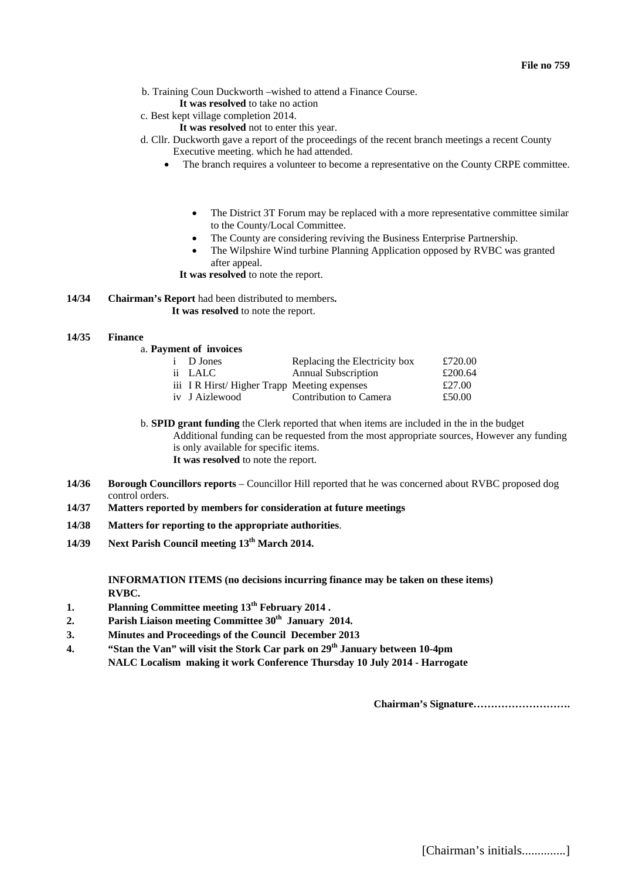**File no 759**

b. Training Coun Duckworth –wished to attend a Finance Course.
  **It was resolved** to take no action

c. Best kept village completion 2014.
  **It was resolved** not to enter this year.

d. Cllr. Duckworth gave a report of the proceedings of the recent branch meetings a recent County Executive meeting. which he had attended.

- The branch requires a volunteer to become a representative on the County CRPE committee.

  - The District 3T Forum may be replaced with a more representative committee similar to the County/Local Committee.
  - The County are considering reviving the Business Enterprise Partnership.
  - The Wilpshire Wind turbine Planning Application opposed by RVBC was granted after appeal.

  **It was resolved** to note the report.

**14/34** **Chairman's Report** had been distributed to members**.**
  **It was resolved** to note the report.

**14/35** **Finance**

a. **Payment of invoices**

| | | | |
|---|---|---|---|
| i | D Jones | Replacing the Electricity box | £720.00 |
| ii | LALC | Annual Subscription | £200.64 |
| iii | I R Hirst/ Higher Trapp | Meeting expenses | £27.00 |
| iv | J Aizlewood | Contribution to Camera | £50.00 |

b. **SPID grant funding** the Clerk reported that when items are included in the in the budget Additional funding can be requested from the most appropriate sources, However any funding is only available for specific items.
  **It was resolved** to note the report.

**14/36** **Borough Councillors reports** – Councillor Hill reported that he was concerned about RVBC proposed dog control orders.

**14/37** **Matters reported by members for consideration at future meetings**

**14/38** **Matters for reporting to the appropriate authorities**.

**14/39** **Next Parish Council meeting 13th March 2014.**

**INFORMATION ITEMS (no decisions incurring finance may be taken on these items)**
**RVBC.**

1. **Planning Committee meeting 13th February 2014 .**
2. **Parish Liaison meeting Committee 30th January 2014.**
3. **Minutes and Proceedings of the Council December 2013**
4. **"Stan the Van" will visit the Stork Car park on 29th January between 10-4pm**
   **NALC Localism making it work Conference Thursday 10 July 2014 - Harrogate**

**Chairman's Signature……………………….**

[Chairman's initials.............]